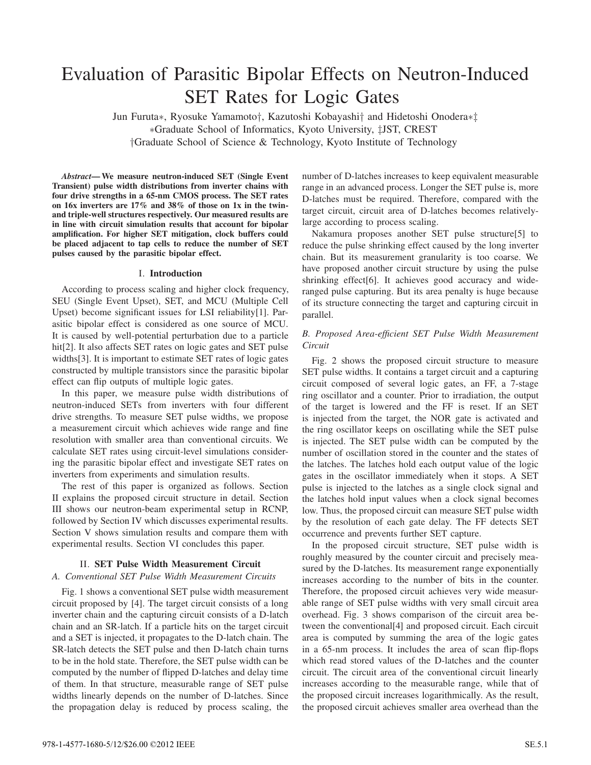# Evaluation of Parasitic Bipolar Effects on Neutron-Induced SET Rates for Logic Gates

Jun Furuta∗, Ryosuke Yamamoto†, Kazutoshi Kobayashi† and Hidetoshi Onodera∗‡

∗Graduate School of Informatics, Kyoto University, ‡JST, CREST

†Graduate School of Science & Technology, Kyoto Institute of Technology

***Abstract*— We measure neutron-induced SET (Single Event Transient) pulse width distributions from inverter chains with four drive strengths in a 65-nm CMOS process. The SET rates on 16x inverters are 17% and 38% of those on 1x in the twin- and triple-well structures respectively. Our measured results are in line with circuit simulation results that account for bipolar amplification. For higher SET mitigation, clock buffers could be placed adjacent to tap cells to reduce the number of SET pulses caused by the parasitic bipolar effect.**

## I. Introduction

According to process scaling and higher clock frequency, SEU (Single Event Upset), SET, and MCU (Multiple Cell Upset) become significant issues for LSI reliability[1]. Parasitic bipolar effect is considered as one source of MCU. It is caused by well-potential perturbation due to a particle hit[2]. It also affects SET rates on logic gates and SET pulse widths[3]. It is important to estimate SET rates of logic gates constructed by multiple transistors since the parasitic bipolar effect can flip outputs of multiple logic gates.

In this paper, we measure pulse width distributions of neutron-induced SETs from inverters with four different drive strengths. To measure SET pulse widths, we propose a measurement circuit which achieves wide range and fine resolution with smaller area than conventional circuits. We calculate SET rates using circuit-level simulations considering the parasitic bipolar effect and investigate SET rates on inverters from experiments and simulation results.

The rest of this paper is organized as follows. Section II explains the proposed circuit structure in detail. Section III shows our neutron-beam experimental setup in RCNP, followed by Section IV which discusses experimental results. Section V shows simulation results and compare them with experimental results. Section VI concludes this paper.

## II. SET Pulse Width Measurement Circuit

### A. Conventional SET Pulse Width Measurement Circuits

Fig. 1 shows a conventional SET pulse width measurement circuit proposed by [4]. The target circuit consists of a long inverter chain and the capturing circuit consists of a D-latch chain and an SR-latch. If a particle hits on the target circuit and a SET is injected, it propagates to the D-latch chain. The SR-latch detects the SET pulse and then D-latch chain turns to be in the hold state. Therefore, the SET pulse width can be computed by the number of flipped D-latches and delay time of them. In that structure, measurable range of SET pulse widths linearly depends on the number of D-latches. Since the propagation delay is reduced by process scaling, the number of D-latches increases to keep equivalent measurable range in an advanced process. Longer the SET pulse is, more D-latches must be required. Therefore, compared with the target circuit, circuit area of D-latches becomes relatively-large according to process scaling.

Nakamura proposes another SET pulse structure[5] to reduce the pulse shrinking effect caused by the long inverter chain. But its measurement granularity is too coarse. We have proposed another circuit structure by using the pulse shrinking effect[6]. It achieves good accuracy and wide-ranged pulse capturing. But its area penalty is huge because of its structure connecting the target and capturing circuit in parallel.

### B. Proposed Area-efficient SET Pulse Width Measurement Circuit

Fig. 2 shows the proposed circuit structure to measure SET pulse widths. It contains a target circuit and a capturing circuit composed of several logic gates, an FF, a 7-stage ring oscillator and a counter. Prior to irradiation, the output of the target is lowered and the FF is reset. If an SET is injected from the target, the NOR gate is activated and the ring oscillator keeps on oscillating while the SET pulse is injected. The SET pulse width can be computed by the number of oscillation stored in the counter and the states of the latches. The latches hold each output value of the logic gates in the oscillator immediately when it stops. A SET pulse is injected to the latches as a single clock signal and the latches hold input values when a clock signal becomes low. Thus, the proposed circuit can measure SET pulse width by the resolution of each gate delay. The FF detects SET occurrence and prevents further SET capture.

In the proposed circuit structure, SET pulse width is roughly measured by the counter circuit and precisely measured by the D-latches. Its measurement range exponentially increases according to the number of bits in the counter. Therefore, the proposed circuit achieves very wide measurable range of SET pulse widths with very small circuit area overhead. Fig. 3 shows comparison of the circuit area between the conventional[4] and proposed circuit. Each circuit area is computed by summing the area of the logic gates in a 65-nm process. It includes the area of scan flip-flops which read stored values of the D-latches and the counter circuit. The circuit area of the conventional circuit linearly increases according to the measurable range, while that of the proposed circuit increases logarithmically. As the result, the proposed circuit achieves smaller area overhead than the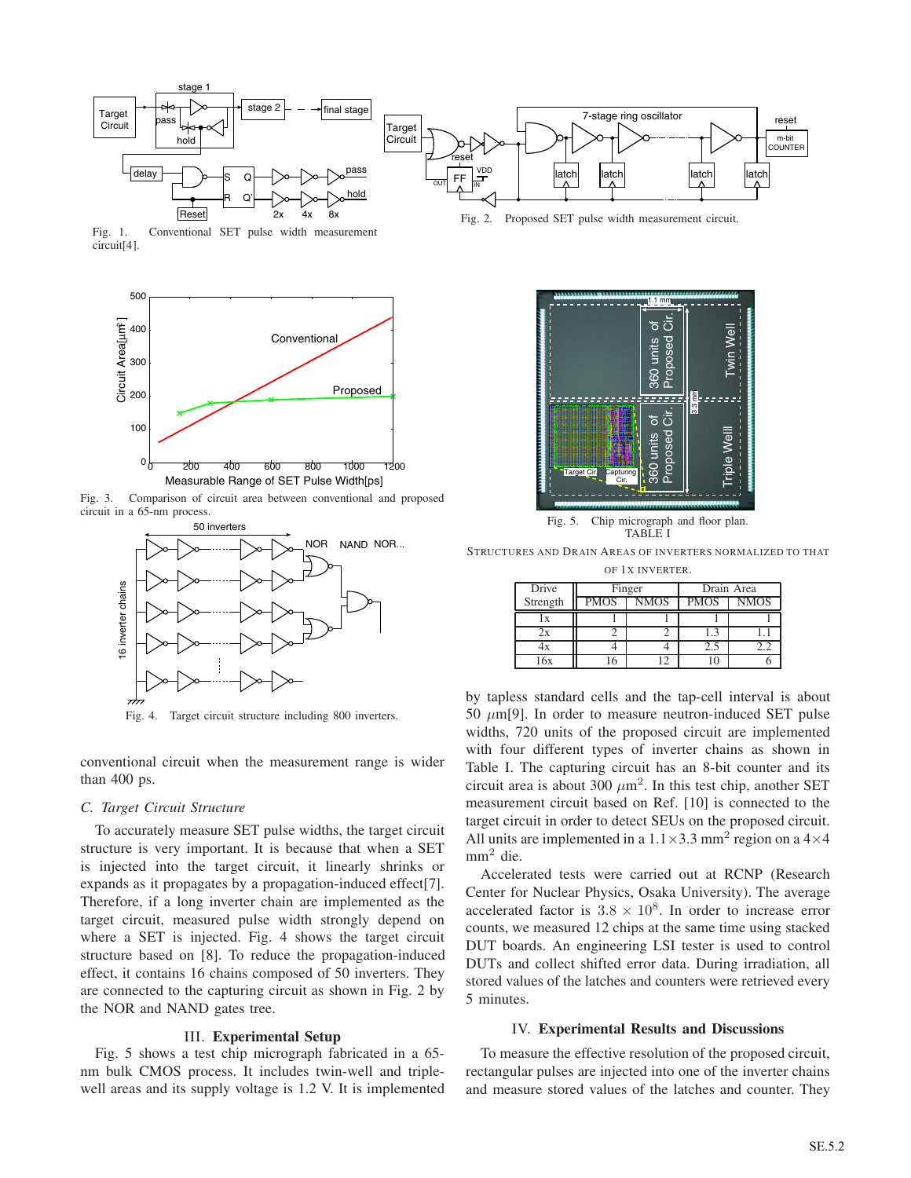Fig. 1. Conventional SET pulse width measurement circuit[4].

Fig. 2. Proposed SET pulse width measurement circuit.

Fig. 3. Comparison of circuit area between conventional and proposed circuit in a 65-nm process.

Fig. 4. Target circuit structure including 800 inverters.

conventional circuit when the measurement range is wider than 400 ps.

### C. Target Circuit Structure

To accurately measure SET pulse widths, the target circuit structure is very important. It is because that when a SET is injected into the target circuit, it linearly shrinks or expands as it propagates by a propagation-induced effect[7]. Therefore, if a long inverter chain are implemented as the target circuit, measured pulse width strongly depend on where a SET is injected. Fig. 4 shows the target circuit structure based on [8]. To reduce the propagation-induced effect, it contains 16 chains composed of 50 inverters. They are connected to the capturing circuit as shown in Fig. 2 by the NOR and NAND gates tree.

## III. Experimental Setup

Fig. 5 shows a test chip micrograph fabricated in a 65-nm bulk CMOS process. It includes twin-well and triple-well areas and its supply voltage is 1.2 V. It is implemented by tapless standard cells and the tap-cell interval is about 50 $\mu$m[9]. In order to measure neutron-induced SET pulse widths, 720 units of the proposed circuit are implemented with four different types of inverter chains as shown in Table I. The capturing circuit has an 8-bit counter and its circuit area is about 300 $\mu m^2$. In this test chip, another SET measurement circuit based on Ref. [10] is connected to the target circuit in order to detect SEUs on the proposed circuit. All units are implemented in a $1.1 \times 3.3$ mm$^2$ region on a $4 \times 4$ mm$^2$ die.

Fig. 5. Chip micrograph and floor plan.

TABLE I
STRUCTURES AND DRAIN AREAS OF INVERTERS NORMALIZED TO THAT OF 1X INVERTER.

| Drive Strength | Finger | | Drain Area | |
|---|---|---|---|---|
| | PMOS | NMOS | PMOS | NMOS |
| 1x | 1 | 1 | 1 | 1 |
| 2x | 2 | 2 | 1.3 | 1.1 |
| 4x | 4 | 4 | 2.5 | 2.2 |
| 16x | 16 | 12 | 10 | 6 |

Accelerated tests were carried out at RCNP (Research Center for Nuclear Physics, Osaka University). The average accelerated factor is $3.8 \times 10^8$. In order to increase error counts, we measured 12 chips at the same time using stacked DUT boards. An engineering LSI tester is used to control DUTs and collect shifted error data. During irradiation, all stored values of the latches and counters were retrieved every 5 minutes.

## IV. Experimental Results and Discussions

To measure the effective resolution of the proposed circuit, rectangular pulses are injected into one of the inverter chains and measure stored values of the latches and counter. They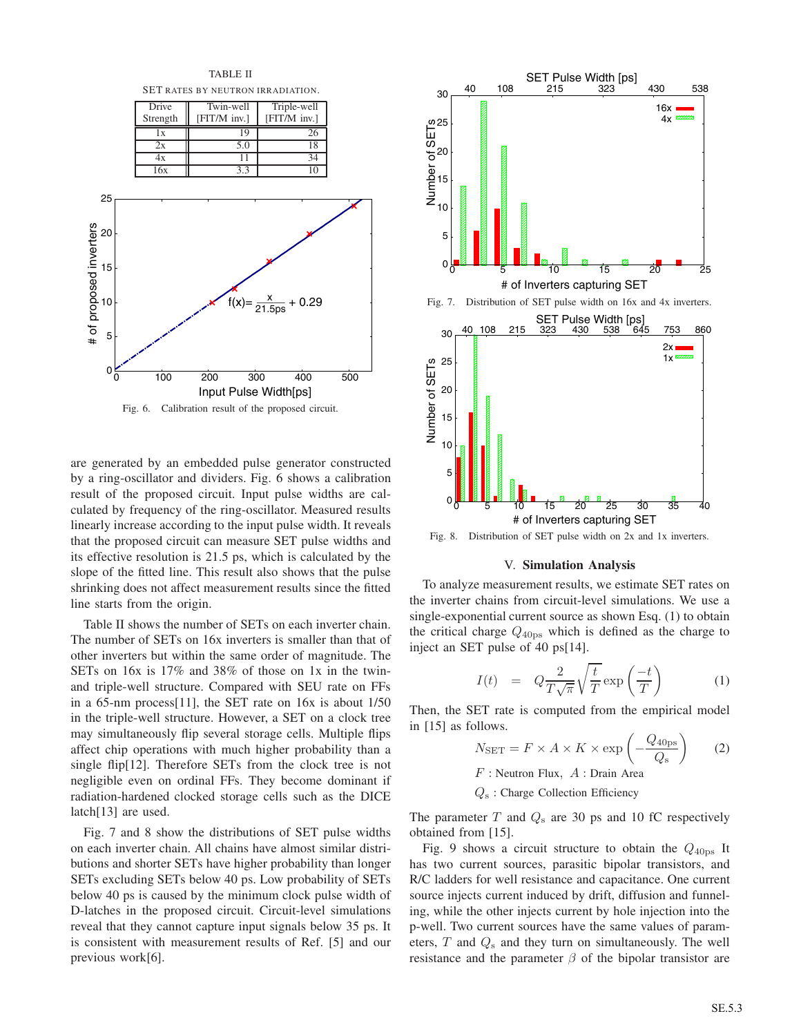TABLE II

SET RATES BY NEUTRON IRRADIATION.

| Drive Strength | Twin-well [FIT/M inv.] | Triple-well [FIT/M inv.] |
|---|---|---|
| 1x | 19 | 26 |
| 2x | 5.0 | 18 |
| 4x | 11 | 34 |
| 16x | 3.3 | 10 |

Fig. 6. Calibration result of the proposed circuit.

are generated by an embedded pulse generator constructed by a ring-oscillator and dividers. Fig. 6 shows a calibration result of the proposed circuit. Input pulse widths are calculated by frequency of the ring-oscillator. Measured results linearly increase according to the input pulse width. It reveals that the proposed circuit can measure SET pulse widths and its effective resolution is 21.5 ps, which is calculated by the slope of the fitted line. This result also shows that the pulse shrinking does not affect measurement results since the fitted line starts from the origin.

Table II shows the number of SETs on each inverter chain. The number of SETs on 16x inverters is smaller than that of other inverters but within the same order of magnitude. The SETs on 16x is 17% and 38% of those on 1x in the twin- and triple-well structure. Compared with SEU rate on FFs in a 65-nm process[11], the SET rate on 16x is about 1/50 in the triple-well structure. However, a SET on a clock tree may simultaneously flip several storage cells. Multiple flips affect chip operations with much higher probability than a single flip[12]. Therefore SETs from the clock tree is not negligible even on ordinal FFs. They become dominant if radiation-hardened clocked storage cells such as the DICE latch[13] are used.

Fig. 7 and 8 show the distributions of SET pulse widths on each inverter chain. All chains have almost similar distributions and shorter SETs have higher probability than longer SETs excluding SETs below 40 ps. Low probability of SETs below 40 ps is caused by the minimum clock pulse width of D-latches in the proposed circuit. Circuit-level simulations reveal that they cannot capture input signals below 35 ps. It is consistent with measurement results of Ref. [5] and our previous work[6].

Fig. 7. Distribution of SET pulse width on 16x and 4x inverters.

Fig. 8. Distribution of SET pulse width on 2x and 1x inverters.

## V. Simulation Analysis

To analyze measurement results, we estimate SET rates on the inverter chains from circuit-level simulations. We use a single-exponential current source as shown Esq. (1) to obtain the critical charge $Q_{40\mathrm{ps}}$ which is defined as the charge to inject an SET pulse of 40 ps[14].

$$I(t) \quad = \quad Q\frac{2}{T\sqrt{\pi}}\sqrt{\frac{t}{T}}\exp\left(\frac{-t}{T}\right) \tag{1}$$

Then, the SET rate is computed from the empirical model in [15] as follows.

$$N_{\mathrm{SET}} = F \times A \times K \times \exp\left(-\frac{Q_{40\mathrm{ps}}}{Q_{\mathrm{s}}}\right) \tag{2}$$

$F$ : Neutron Flux, $A$ : Drain Area

$Q_{\mathrm{s}}$ : Charge Collection Efficiency

The parameter $T$ and $Q_{\mathrm{s}}$ are 30 ps and 10 fC respectively obtained from [15].

Fig. 9 shows a circuit structure to obtain the $Q_{40\mathrm{ps}}$ It has two current sources, parasitic bipolar transistors, and R/C ladders for well resistance and capacitance. One current source injects current induced by drift, diffusion and funneling, while the other injects current by hole injection into the p-well. Two current sources have the same values of parameters, $T$ and $Q_{\mathrm{s}}$ and they turn on simultaneously. The well resistance and the parameter $\beta$ of the bipolar transistor are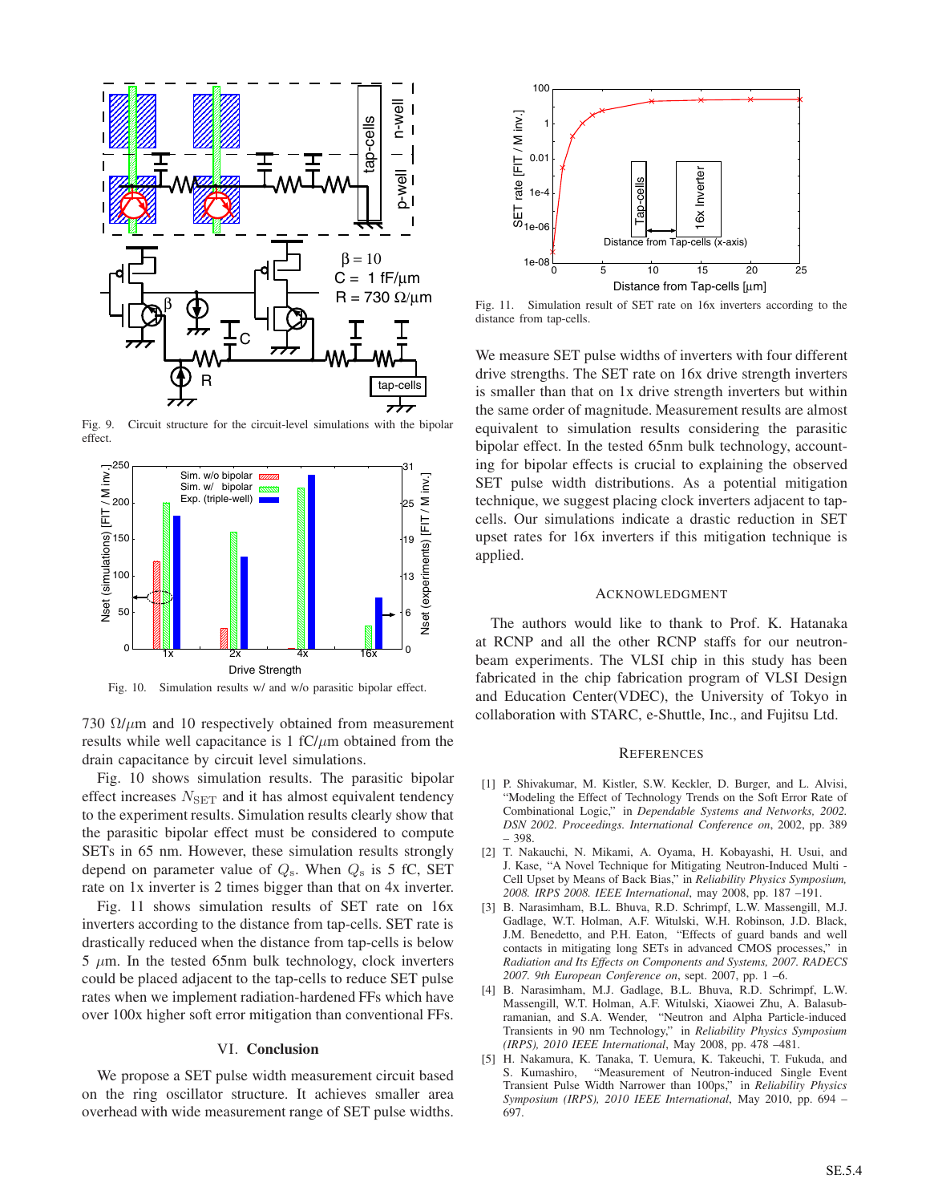Fig. 9. Circuit structure for the circuit-level simulations with the bipolar effect.

Fig. 10. Simulation results w/ and w/o parasitic bipolar effect.

730 $\Omega/\mu$m and 10 respectively obtained from measurement results while well capacitance is 1 fC/$\mu$m obtained from the drain capacitance by circuit level simulations.

Fig. 10 shows simulation results. The parasitic bipolar effect increases $N_{\mathrm{SET}}$ and it has almost equivalent tendency to the experiment results. Simulation results clearly show that the parasitic bipolar effect must be considered to compute SETs in 65 nm. However, these simulation results strongly depend on parameter value of $Q_{\mathrm{s}}$. When $Q_{\mathrm{s}}$ is 5 fC, SET rate on 1x inverter is 2 times bigger than that on 4x inverter.

Fig. 11 shows simulation results of SET rate on 16x inverters according to the distance from tap-cells. SET rate is drastically reduced when the distance from tap-cells is below 5 $\mu$m. In the tested 65nm bulk technology, clock inverters could be placed adjacent to the tap-cells to reduce SET pulse rates when we implement radiation-hardened FFs which have over 100x higher soft error mitigation than conventional FFs.

## VI. Conclusion

We propose a SET pulse width measurement circuit based on the ring oscillator structure. It achieves smaller area overhead with wide measurement range of SET pulse widths.

Fig. 11. Simulation result of SET rate on 16x inverters according to the distance from tap-cells.

We measure SET pulse widths of inverters with four different drive strengths. The SET rate on 16x drive strength inverters is smaller than that on 1x drive strength inverters but within the same order of magnitude. Measurement results are almost equivalent to simulation results considering the parasitic bipolar effect. In the tested 65nm bulk technology, accounting for bipolar effects is crucial to explaining the observed SET pulse width distributions. As a potential mitigation technique, we suggest placing clock inverters adjacent to tap-cells. Our simulations indicate a drastic reduction in SET upset rates for 16x inverters if this mitigation technique is applied.

## Acknowledgment

The authors would like to thank to Prof. K. Hatanaka at RCNP and all the other RCNP staffs for our neutron-beam experiments. The VLSI chip in this study has been fabricated in the chip fabrication program of VLSI Design and Education Center(VDEC), the University of Tokyo in collaboration with STARC, e-Shuttle, Inc., and Fujitsu Ltd.

## References

[1] P. Shivakumar, M. Kistler, S.W. Keckler, D. Burger, and L. Alvisi, "Modeling the Effect of Technology Trends on the Soft Error Rate of Combinational Logic," in *Dependable Systems and Networks, 2002. DSN 2002. Proceedings. International Conference on*, 2002, pp. 389 – 398.

[2] T. Nakauchi, N. Mikami, A. Oyama, H. Kobayashi, H. Usui, and J. Kase, "A Novel Technique for Mitigating Neutron-Induced Multi - Cell Upset by Means of Back Bias," in *Reliability Physics Symposium, 2008. IRPS 2008. IEEE International*, may 2008, pp. 187 –191.

[3] B. Narasimham, B.L. Bhuva, R.D. Schrimpf, L.W. Massengill, M.J. Gadlage, W.T. Holman, A.F. Witulski, W.H. Robinson, J.D. Black, J.M. Benedetto, and P.H. Eaton, "Effects of guard bands and well contacts in mitigating long SETs in advanced CMOS processes," in *Radiation and Its Effects on Components and Systems, 2007. RADECS 2007. 9th European Conference on*, sept. 2007, pp. 1 –6.

[4] B. Narasimham, M.J. Gadlage, B.L. Bhuva, R.D. Schrimpf, L.W. Massengill, W.T. Holman, A.F. Witulski, Xiaowei Zhu, A. Balasubramanian, and S.A. Wender, "Neutron and Alpha Particle-induced Transients in 90 nm Technology," in *Reliability Physics Symposium (IRPS), 2010 IEEE International*, May 2008, pp. 478 –481.

[5] H. Nakamura, K. Tanaka, T. Uemura, K. Takeuchi, T. Fukuda, and S. Kumashiro, "Measurement of Neutron-induced Single Event Transient Pulse Width Narrower than 100ps," in *Reliability Physics Symposium (IRPS), 2010 IEEE International*, May 2010, pp. 694 – 697.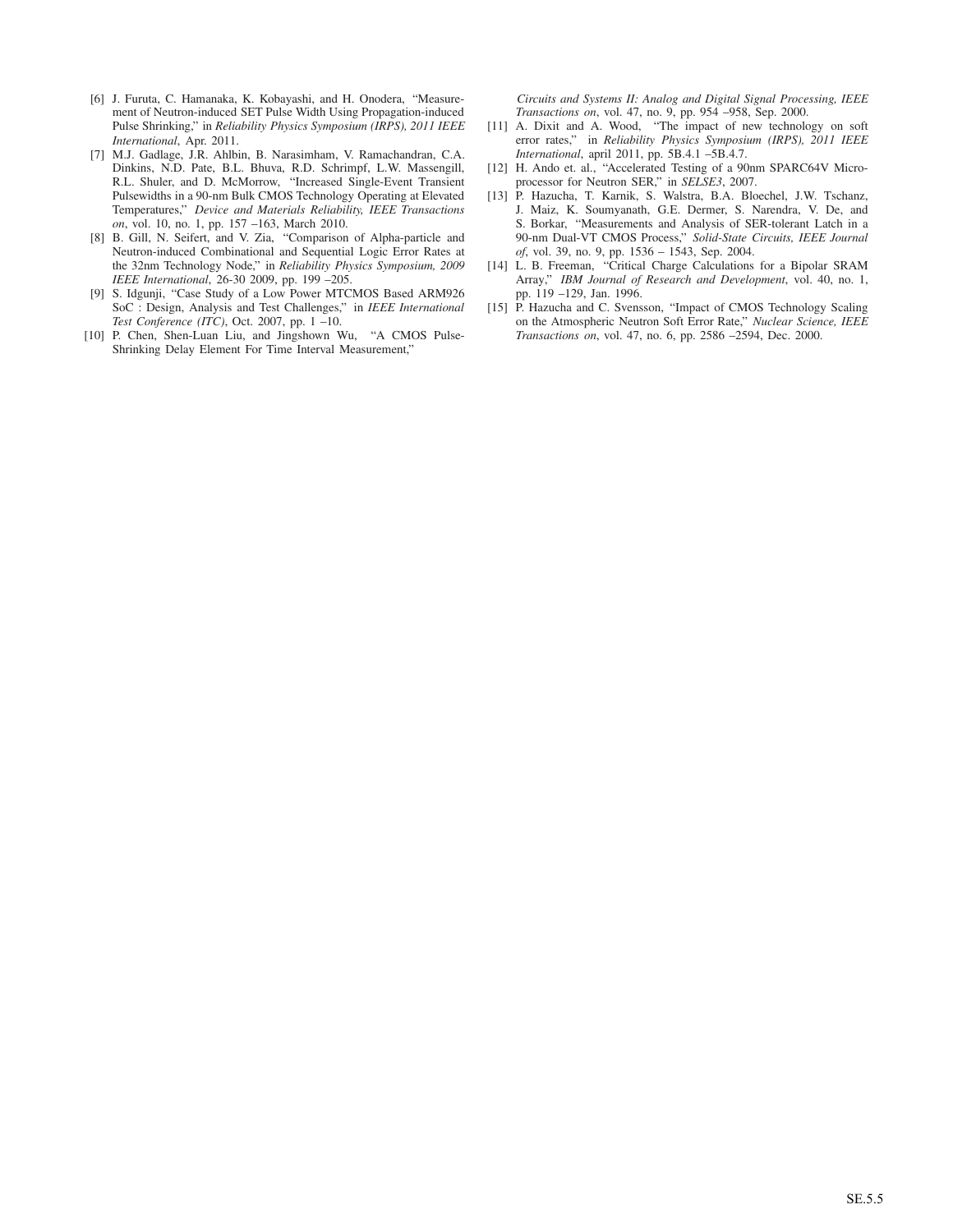[6] J. Furuta, C. Hamanaka, K. Kobayashi, and H. Onodera, "Measurement of Neutron-induced SET Pulse Width Using Propagation-induced Pulse Shrinking," in *Reliability Physics Symposium (IRPS), 2011 IEEE International*, Apr. 2011.

[7] M.J. Gadlage, J.R. Ahlbin, B. Narasimham, V. Ramachandran, C.A. Dinkins, N.D. Pate, B.L. Bhuva, R.D. Schrimpf, L.W. Massengill, R.L. Shuler, and D. McMorrow, "Increased Single-Event Transient Pulsewidths in a 90-nm Bulk CMOS Technology Operating at Elevated Temperatures," *Device and Materials Reliability, IEEE Transactions on*, vol. 10, no. 1, pp. 157 –163, March 2010.

[8] B. Gill, N. Seifert, and V. Zia, "Comparison of Alpha-particle and Neutron-induced Combinational and Sequential Logic Error Rates at the 32nm Technology Node," in *Reliability Physics Symposium, 2009 IEEE International*, 26-30 2009, pp. 199 –205.

[9] S. Idgunji, "Case Study of a Low Power MTCMOS Based ARM926 SoC : Design, Analysis and Test Challenges," in *IEEE International Test Conference (ITC)*, Oct. 2007, pp. 1 –10.

[10] P. Chen, Shen-Luan Liu, and Jingshown Wu, "A CMOS Pulse-Shrinking Delay Element For Time Interval Measurement," *Circuits and Systems II: Analog and Digital Signal Processing, IEEE Transactions on*, vol. 47, no. 9, pp. 954 –958, Sep. 2000.

[11] A. Dixit and A. Wood, "The impact of new technology on soft error rates," in *Reliability Physics Symposium (IRPS), 2011 IEEE International*, april 2011, pp. 5B.4.1 –5B.4.7.

[12] H. Ando et. al., "Accelerated Testing of a 90nm SPARC64V Microprocessor for Neutron SER," in *SELSE3*, 2007.

[13] P. Hazucha, T. Karnik, S. Walstra, B.A. Bloechel, J.W. Tschanz, J. Maiz, K. Soumyanath, G.E. Dermer, S. Narendra, V. De, and S. Borkar, "Measurements and Analysis of SER-tolerant Latch in a 90-nm Dual-VT CMOS Process," *Solid-State Circuits, IEEE Journal of*, vol. 39, no. 9, pp. 1536 – 1543, Sep. 2004.

[14] L. B. Freeman, "Critical Charge Calculations for a Bipolar SRAM Array," *IBM Journal of Research and Development*, vol. 40, no. 1, pp. 119 –129, Jan. 1996.

[15] P. Hazucha and C. Svensson, "Impact of CMOS Technology Scaling on the Atmospheric Neutron Soft Error Rate," *Nuclear Science, IEEE Transactions on*, vol. 47, no. 6, pp. 2586 –2594, Dec. 2000.